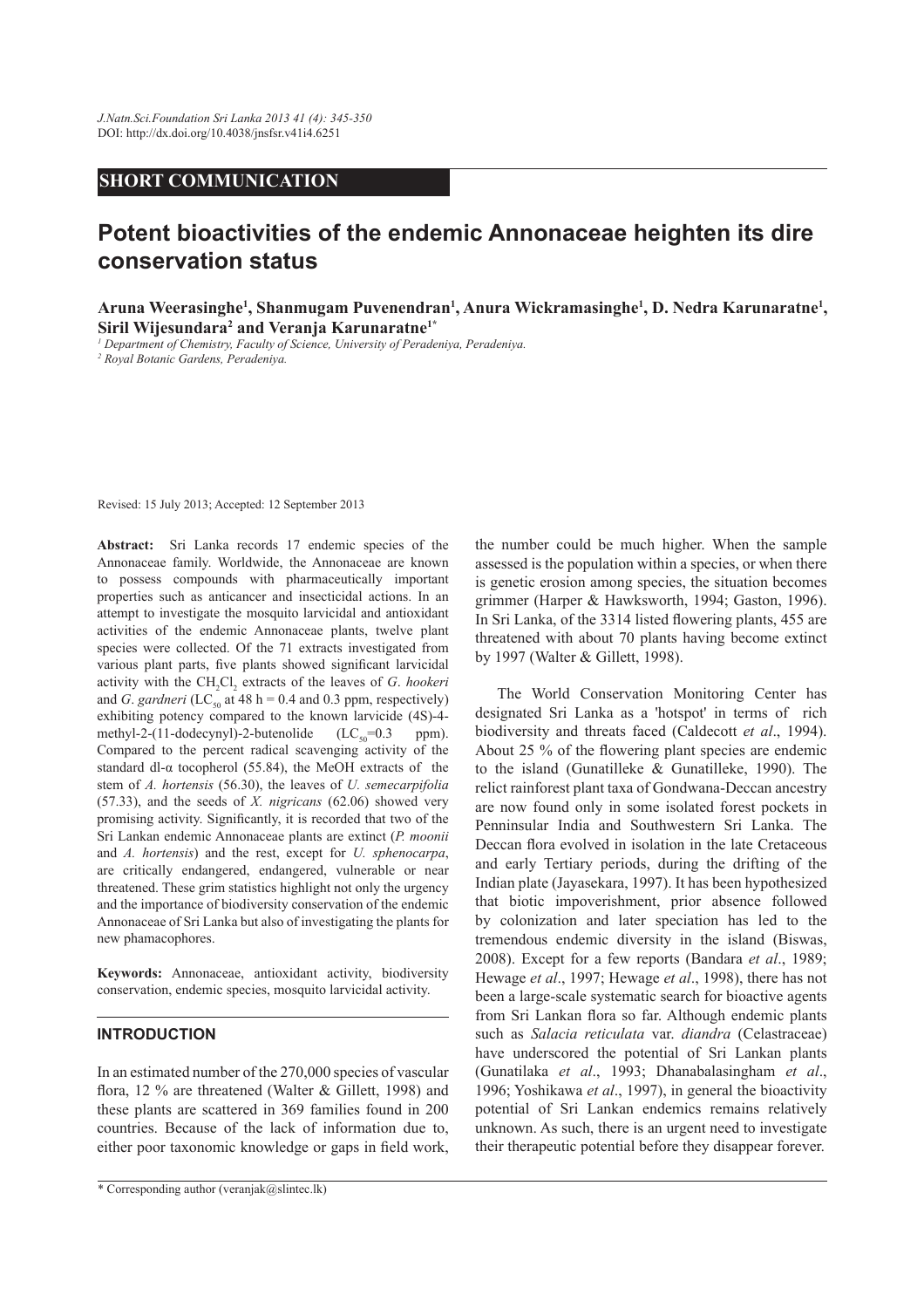SHORT COMMUNICATION

# Potent bioactivities of the endemic Annonaceae heighten its dire conservation status

**Aruna Weerasinghe[1], Shanmugam Puvenendran[1], Anura Wickramasinghe[1], D. Nedra Karunaratne[1], Siril Wijesundara[2] and Veranja Karunaratne[1*]**

[1] *Department of Chemistry, Faculty of Science, University of Peradeniya, Peradeniya.*
[2] *Royal Botanic Gardens, Peradeniya.*

Revised: 15 July 2013; Accepted: 12 September 2013

**Abstract:** Sri Lanka records 17 endemic species of the Annonaceae family. Worldwide, the Annonaceae are known to possess compounds with pharmaceutically important properties such as anticancer and insecticidal actions. In an attempt to investigate the mosquito larvicidal and antioxidant activities of the endemic Annonaceae plants, twelve plant species were collected. Of the 71 extracts investigated from various plant parts, five plants showed significant larvicidal activity with the $CH_2Cl_2$ extracts of the leaves of *G. hookeri* and *G. gardneri* ($LC_{50}$ at 48 h = 0.4 and 0.3 ppm, respectively) exhibiting potency compared to the known larvicide (4S)-4-methyl-2-(11-dodecynyl)-2-butenolide ($LC_{50}$=0.3 ppm). Compared to the percent radical scavenging activity of the standard dl-α tocopherol (55.84), the MeOH extracts of the stem of *A. hortensis* (56.30), the leaves of *U. semecarpifolia* (57.33), and the seeds of *X. nigricans* (62.06) showed very promising activity. Significantly, it is recorded that two of the Sri Lankan endemic Annonaceae plants are extinct (*P. moonii* and *A. hortensis*) and the rest, except for *U. sphenocarpa*, are critically endangered, endangered, vulnerable or near threatened. These grim statistics highlight not only the urgency and the importance of biodiversity conservation of the endemic Annonaceae of Sri Lanka but also of investigating the plants for new phamacophores.

**Keywords:** Annonaceae, antioxidant activity, biodiversity conservation, endemic species, mosquito larvicidal activity.

## INTRODUCTION

In an estimated number of the 270,000 species of vascular flora, 12 % are threatened (Walter & Gillett, 1998) and these plants are scattered in 369 families found in 200 countries. Because of the lack of information due to, either poor taxonomic knowledge or gaps in field work, the number could be much higher. When the sample assessed is the population within a species, or when there is genetic erosion among species, the situation becomes grimmer (Harper & Hawksworth, 1994; Gaston, 1996). In Sri Lanka, of the 3314 listed flowering plants, 455 are threatened with about 70 plants having become extinct by 1997 (Walter & Gillett, 1998).

The World Conservation Monitoring Center has designated Sri Lanka as a 'hotspot' in terms of rich biodiversity and threats faced (Caldecott *et al*., 1994). About 25 % of the flowering plant species are endemic to the island (Gunatilleke & Gunatilleke, 1990). The relict rainforest plant taxa of Gondwana-Deccan ancestry are now found only in some isolated forest pockets in Penninsular India and Southwestern Sri Lanka. The Deccan flora evolved in isolation in the late Cretaceous and early Tertiary periods, during the drifting of the Indian plate (Jayasekara, 1997). It has been hypothesized that biotic impoverishment, prior absence followed by colonization and later speciation has led to the tremendous endemic diversity in the island (Biswas, 2008). Except for a few reports (Bandara *et al*., 1989; Hewage *et al*., 1997; Hewage *et al*., 1998), there has not been a large-scale systematic search for bioactive agents from Sri Lankan flora so far. Although endemic plants such as *Salacia reticulata* var. *diandra* (Celastraceae) have underscored the potential of Sri Lankan plants (Gunatilaka *et al*., 1993; Dhanabalasingham *et al*., 1996; Yoshikawa *et al*., 1997), in general the bioactivity potential of Sri Lankan endemics remains relatively unknown. As such, there is an urgent need to investigate their therapeutic potential before they disappear forever.

\* Corresponding author (veranjak@slintec.lk)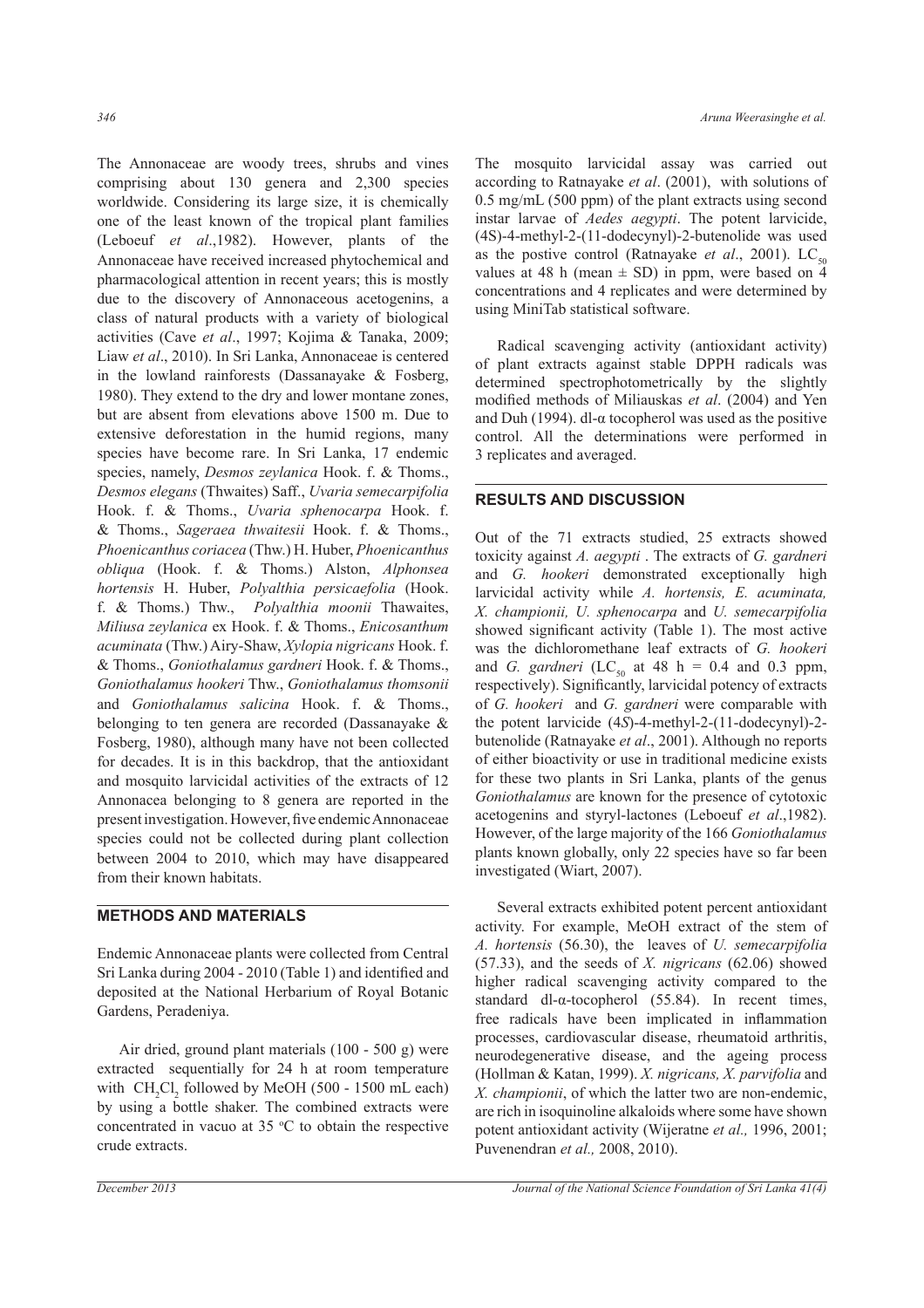The Annonaceae are woody trees, shrubs and vines comprising about 130 genera and 2,300 species worldwide. Considering its large size, it is chemically one of the least known of the tropical plant families (Leboeuf *et al*.,1982). However, plants of the Annonaceae have received increased phytochemical and pharmacological attention in recent years; this is mostly due to the discovery of Annonaceous acetogenins, a class of natural products with a variety of biological activities (Cave *et al*., 1997; Kojima & Tanaka, 2009; Liaw *et al*., 2010). In Sri Lanka, Annonaceae is centered in the lowland rainforests (Dassanayake & Fosberg, 1980). They extend to the dry and lower montane zones, but are absent from elevations above 1500 m. Due to extensive deforestation in the humid regions, many species have become rare. In Sri Lanka, 17 endemic species, namely, *Desmos zeylanica* Hook. f. & Thoms., *Desmos elegans* (Thwaites) Saff., *Uvaria semecarpifolia* Hook. f. & Thoms., *Uvaria sphenocarpa* Hook. f. & Thoms., *Sageraea thwaitesii* Hook. f. & Thoms., *Phoenicanthus coriacea* (Thw.) H. Huber, *Phoenicanthus obliqua* (Hook. f. & Thoms.) Alston, *Alphonsea hortensis* H. Huber, *Polyalthia persicaefolia* (Hook. f. & Thoms.) Thw., *Polyalthia moonii* Thawaites, *Miliusa zeylanica* ex Hook. f. & Thoms., *Enicosanthum acuminata* (Thw.) Airy-Shaw, *Xylopia nigricans* Hook. f. & Thoms., *Goniothalamus gardneri* Hook. f. & Thoms., *Goniothalamus hookeri* Thw., *Goniothalamus thomsonii* and *Goniothalamus salicina* Hook. f. & Thoms., belonging to ten genera are recorded (Dassanayake & Fosberg, 1980), although many have not been collected for decades. It is in this backdrop, that the antioxidant and mosquito larvicidal activities of the extracts of 12 Annonacea belonging to 8 genera are reported in the present investigation. However, five endemic Annonaceae species could not be collected during plant collection between 2004 to 2010, which may have disappeared from their known habitats.

## METHODS AND MATERIALS

Endemic Annonaceae plants were collected from Central Sri Lanka during 2004 - 2010 (Table 1) and identified and deposited at the National Herbarium of Royal Botanic Gardens, Peradeniya.

Air dried, ground plant materials (100 - 500 g) were extracted sequentially for 24 h at room temperature with $CH_2Cl_2$ followed by MeOH (500 - 1500 mL each) by using a bottle shaker. The combined extracts were concentrated in vacuo at 35 °C to obtain the respective crude extracts.

The mosquito larvicidal assay was carried out according to Ratnayake *et al*. (2001), with solutions of 0.5 mg/mL (500 ppm) of the plant extracts using second instar larvae of *Aedes aegypti*. The potent larvicide, (4S)-4-methyl-2-(11-dodecynyl)-2-butenolide was used as the postive control (Ratnayake *et al*., 2001). $LC_{50}$ values at 48 h (mean ± SD) in ppm, were based on 4 concentrations and 4 replicates and were determined by using MiniTab statistical software.

Radical scavenging activity (antioxidant activity) of plant extracts against stable DPPH radicals was determined spectrophotometrically by the slightly modified methods of Miliauskas *et al*. (2004) and Yen and Duh (1994). dl-α tocopherol was used as the positive control. All the determinations were performed in 3 replicates and averaged.

## RESULTS AND DISCUSSION

Out of the 71 extracts studied, 25 extracts showed toxicity against *A. aegypti* . The extracts of *G. gardneri* and *G. hookeri* demonstrated exceptionally high larvicidal activity while *A. hortensis, E. acuminata, X. championii, U. sphenocarpa* and *U. semecarpifolia* showed significant activity (Table 1). The most active was the dichloromethane leaf extracts of *G. hookeri* and *G. gardneri* ($LC_{50}$ at 48 h = 0.4 and 0.3 ppm, respectively). Significantly, larvicidal potency of extracts of *G. hookeri* and *G. gardneri* were comparable with the potent larvicide (4*S*)-4-methyl-2-(11-dodecynyl)-2-butenolide (Ratnayake *et al*., 2001). Although no reports of either bioactivity or use in traditional medicine exists for these two plants in Sri Lanka, plants of the genus *Goniothalamus* are known for the presence of cytotoxic acetogenins and styryl-lactones (Leboeuf *et al*.,1982). However, of the large majority of the 166 *Goniothalamus* plants known globally, only 22 species have so far been investigated (Wiart, 2007).

Several extracts exhibited potent percent antioxidant activity. For example, MeOH extract of the stem of *A. hortensis* (56.30), the leaves of *U. semecarpifolia* (57.33), and the seeds of *X. nigricans* (62.06) showed higher radical scavenging activity compared to the standard dl-α-tocopherol (55.84). In recent times, free radicals have been implicated in inflammation processes, cardiovascular disease, rheumatoid arthritis, neurodegenerative disease, and the ageing process (Hollman & Katan, 1999). *X. nigricans, X. parvifolia* and *X. championii*, of which the latter two are non-endemic, are rich in isoquinoline alkaloids where some have shown potent antioxidant activity (Wijeratne *et al.,* 1996, 2001; Puvenendran *et al.,* 2008, 2010).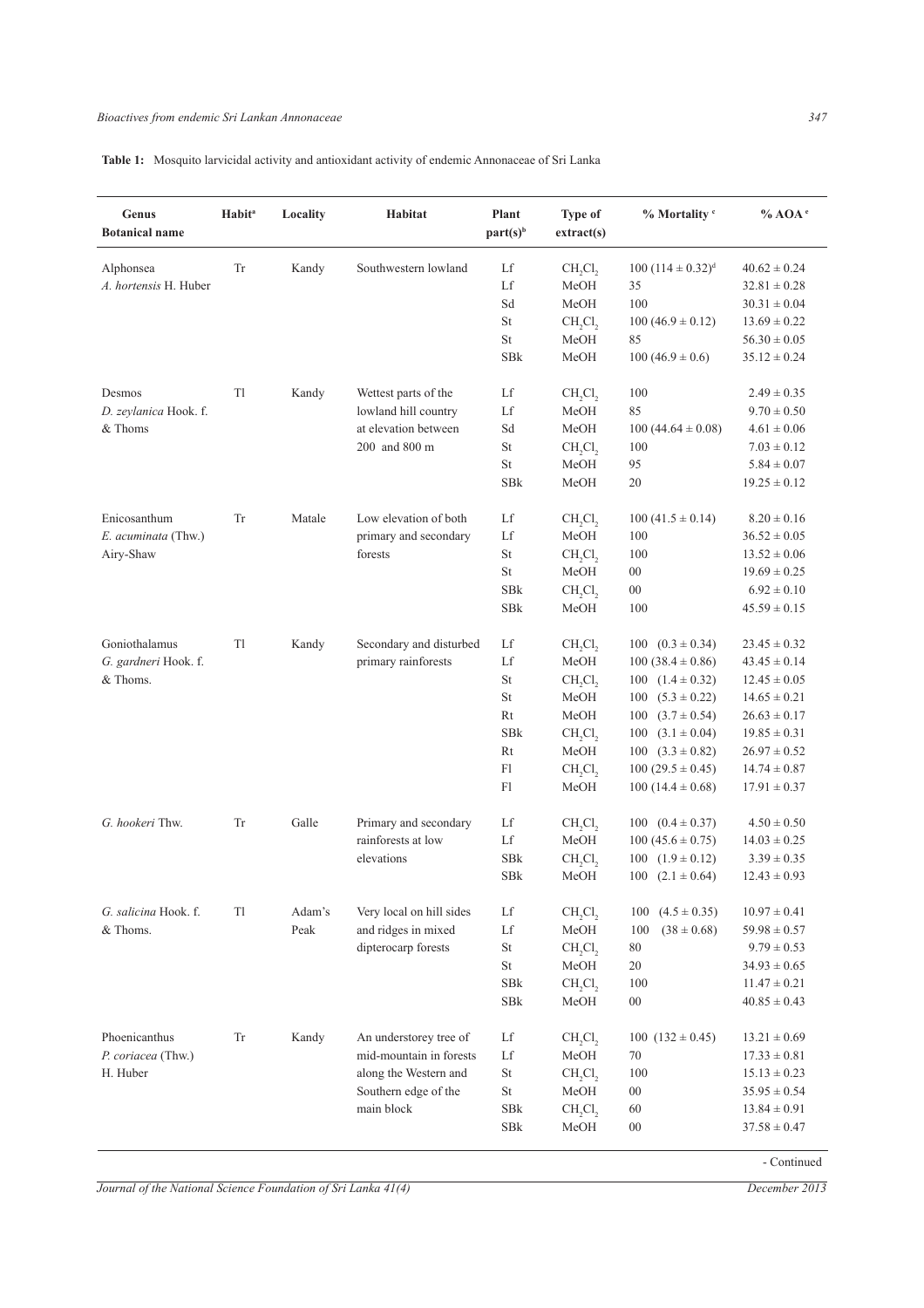**Table 1:** Mosquito larvicidal activity and antioxidant activity of endemic Annonaceae of Sri Lanka

| Genus Botanical name | Habit[a] | Locality | Habitat | Plant part(s)[b] | Type of extract(s) | % Mortality [c] | % AOA [e] |
|---|---|---|---|---|---|---|---|
| Alphonsea *A. hortensis* H. Huber | Tr | Kandy | Southwestern lowland | Lf | $CH_2Cl_2$ | 100 (114 ± 0.32)[d] | 40.62 ± 0.24 |
| | | | | Lf | MeOH | 35 | 32.81 ± 0.28 |
| | | | | Sd | MeOH | 100 | 30.31 ± 0.04 |
| | | | | St | $CH_2Cl_2$ | 100 (46.9 ± 0.12) | 13.69 ± 0.22 |
| | | | | St | MeOH | 85 | 56.30 ± 0.05 |
| | | | | SBk | MeOH | 100 (46.9 ± 0.6) | 35.12 ± 0.24 |
| Desmos *D. zeylanica* Hook. f. & Thoms | Tl | Kandy | Wettest parts of the lowland hill country at elevation between 200 and 800 m | Lf | $CH_2Cl_2$ | 100 | 2.49 ± 0.35 |
| | | | | Lf | MeOH | 85 | 9.70 ± 0.50 |
| | | | | Sd | MeOH | 100 (44.64 ± 0.08) | 4.61 ± 0.06 |
| | | | | St | $CH_2Cl_2$ | 100 | 7.03 ± 0.12 |
| | | | | St | MeOH | 95 | 5.84 ± 0.07 |
| | | | | SBk | MeOH | 20 | 19.25 ± 0.12 |
| Enicosanthum *E. acuminata* (Thw.) Airy-Shaw | Tr | Matale | Low elevation of both primary and secondary forests | Lf | $CH_2Cl_2$ | 100 (41.5 ± 0.14) | 8.20 ± 0.16 |
| | | | | Lf | MeOH | 100 | 36.52 ± 0.05 |
| | | | | St | $CH_2Cl_2$ | 100 | 13.52 ± 0.06 |
| | | | | St | MeOH | 00 | 19.69 ± 0.25 |
| | | | | SBk | $CH_2Cl_2$ | 00 | 6.92 ± 0.10 |
| | | | | SBk | MeOH | 100 | 45.59 ± 0.15 |
| Goniothalamus *G. gardneri* Hook. f. & Thoms. | Tl | Kandy | Secondary and disturbed primary rainforests | Lf | $CH_2Cl_2$ | 100 (0.3 ± 0.34) | 23.45 ± 0.32 |
| | | | | Lf | MeOH | 100 (38.4 ± 0.86) | 43.45 ± 0.14 |
| | | | | St | $CH_2Cl_2$ | 100 (1.4 ± 0.32) | 12.45 ± 0.05 |
| | | | | St | MeOH | 100 (5.3 ± 0.22) | 14.65 ± 0.21 |
| | | | | Rt | MeOH | 100 (3.7 ± 0.54) | 26.63 ± 0.17 |
| | | | | SBk | $CH_2Cl_2$ | 100 (3.1 ± 0.04) | 19.85 ± 0.31 |
| | | | | Rt | MeOH | 100 (3.3 ± 0.82) | 26.97 ± 0.52 |
| | | | | Fl | $CH_2Cl_2$ | 100 (29.5 ± 0.45) | 14.74 ± 0.87 |
| | | | | Fl | MeOH | 100 (14.4 ± 0.68) | 17.91 ± 0.37 |
| *G. hookeri* Thw. | Tr | Galle | Primary and secondary rainforests at low elevations | Lf | $CH_2Cl_2$ | 100 (0.4 ± 0.37) | 4.50 ± 0.50 |
| | | | | Lf | MeOH | 100 (45.6 ± 0.75) | 14.03 ± 0.25 |
| | | | | SBk | $CH_2Cl_2$ | 100 (1.9 ± 0.12) | 3.39 ± 0.35 |
| | | | | SBk | MeOH | 100 (2.1 ± 0.64) | 12.43 ± 0.93 |
| *G. salicina* Hook. f. & Thoms. | Tl | Adam's Peak | Very local on hill sides and ridges in mixed dipterocarp forests | Lf | $CH_2Cl_2$ | 100 (4.5 ± 0.35) | 10.97 ± 0.41 |
| | | | | Lf | MeOH | 100 (38 ± 0.68) | 59.98 ± 0.57 |
| | | | | St | $CH_2Cl_2$ | 80 | 9.79 ± 0.53 |
| | | | | St | MeOH | 20 | 34.93 ± 0.65 |
| | | | | SBk | $CH_2Cl_2$ | 100 | 11.47 ± 0.21 |
| | | | | SBk | MeOH | 00 | 40.85 ± 0.43 |
| Phoenicanthus *P. coriacea* (Thw.) H. Huber | Tr | Kandy | An understorey tree of mid-mountain in forests along the Western and Southern edge of the main block | Lf | $CH_2Cl_2$ | 100 (132 ± 0.45) | 13.21 ± 0.69 |
| | | | | Lf | MeOH | 70 | 17.33 ± 0.81 |
| | | | | St | $CH_2Cl_2$ | 100 | 15.13 ± 0.23 |
| | | | | St | MeOH | 00 | 35.95 ± 0.54 |
| | | | | SBk | $CH_2Cl_2$ | 60 | 13.84 ± 0.91 |
| | | | | SBk | MeOH | 00 | 37.58 ± 0.47 |

- Continued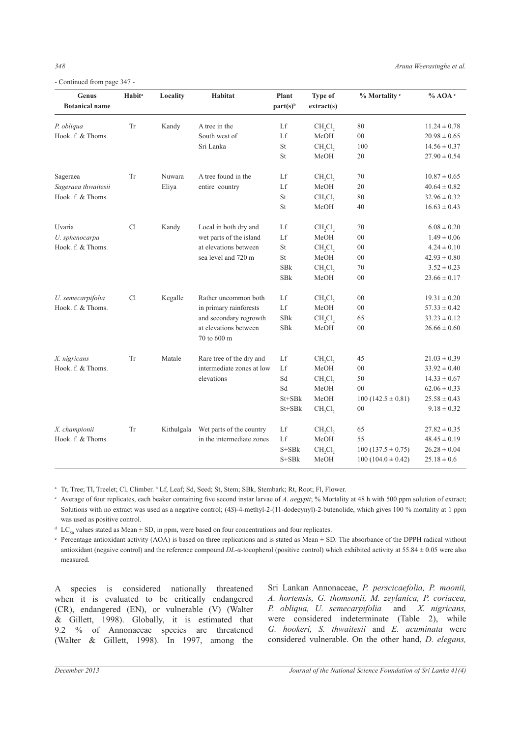- Continued from page 347 -

| Genus Botanical name | Habit[a] | Locality | Habitat | Plant part(s)[b] | Type of extract(s) | % Mortality [c] | % AOA [e] |
|---|---|---|---|---|---|---|---|
| *P. obliqua* Hook. f. & Thoms. | Tr | Kandy | A tree in the South west of Sri Lanka | Lf | $CH_2Cl_2$ | 80 | $11.24 \pm 0.78$ |
| | | | | Lf | MeOH | 00 | $20.98 \pm 0.65$ |
| | | | | St | $CH_2Cl_2$ | 100 | $14.56 \pm 0.37$ |
| | | | | St | MeOH | 20 | $27.90 \pm 0.54$ |
| Sageraea *Sageraea thwaitesii* Hook. f. & Thoms. | Tr | Nuwara Eliya | A tree found in the entire country | Lf | $CH_2Cl_2$ | 70 | $10.87 \pm 0.65$ |
| | | | | Lf | MeOH | 20 | $40.64 \pm 0.82$ |
| | | | | St | $CH_2Cl_2$ | 80 | $32.96 \pm 0.32$ |
| | | | | St | MeOH | 40 | $16.63 \pm 0.43$ |
| Uvaria *U. sphenocarpa* Hook. f. & Thoms. | Cl | Kandy | Local in both dry and wet parts of the island at elevations between sea level and 720 m | Lf | $CH_2Cl_2$ | 70 | $6.08 \pm 0.20$ |
| | | | | Lf | MeOH | 00 | $1.49 \pm 0.06$ |
| | | | | St | $CH_2Cl_2$ | 00 | $4.24 \pm 0.10$ |
| | | | | St | MeOH | 00 | $42.93 \pm 0.80$ |
| | | | | SBk | $CH_2Cl_2$ | 70 | $3.52 \pm 0.23$ |
| | | | | SBk | MeOH | 00 | $23.66 \pm 0.17$ |
| *U. semecarpifolia* Hook. f. & Thoms. | Cl | Kegalle | Rather uncommon both in primary rainforests and secondary regrowth at elevations between 70 to 600 m | Lf | $CH_2Cl_2$ | 00 | $19.31 \pm 0.20$ |
| | | | | Lf | MeOH | 00 | $57.33 \pm 0.42$ |
| | | | | SBk | $CH_2Cl_2$ | 65 | $33.23 \pm 0.12$ |
| | | | | SBk | MeOH | 00 | $26.66 \pm 0.60$ |
| *X. nigricans* Hook. f. & Thoms. | Tr | Matale | Rare tree of the dry and intermediate zones at low elevations | Lf | $CH_2Cl_2$ | 45 | $21.03 \pm 0.39$ |
| | | | | Lf | MeOH | 00 | $33.92 \pm 0.40$ |
| | | | | Sd | $CH_2Cl_2$ | 50 | $14.33 \pm 0.67$ |
| | | | | Sd | MeOH | 00 | $62.06 \pm 0.33$ |
| | | | | St+SBk | MeOH | 100 ($142.5 \pm 0.81$) | $25.58 \pm 0.43$ |
| | | | | St+SBk | $CH_2Cl_2$ | 00 | $9.18 \pm 0.32$ |
| *X. championii* Hook. f. & Thoms. | Tr | Kithulgala | Wet parts of the country in the intermediate zones | Lf | $CH_2Cl_2$ | 65 | $27.82 \pm 0.35$ |
| | | | | Lf | MeOH | 55 | $48.45 \pm 0.19$ |
| | | | | S+SBk | $CH_2Cl_2$ | 100 ($137.5 \pm 0.75$) | $26.28 \pm 0.04$ |
| | | | | S+SBk | MeOH | 100 ($104.0 \pm 0.42$) | $25.18 \pm 0.6$ |

[a] Tr, Tree; Tl, Treelet; Cl, Climber. [b] Lf, Leaf; Sd, Seed; St, Stem; SBk, Stembark; Rt, Root; Fl, Flower.

[c] Average of four replicates, each beaker containing five second instar larvae of *A. aegypti*; % Mortality at 48 h with 500 ppm solution of extract; Solutions with no extract was used as a negative control; (4*S*)-4-methyl-2-(11-dodecynyl)-2-butenolide, which gives 100 % mortality at 1 ppm was used as positive control.

[d] $LC_{50}$ values stated as Mean ± SD, in ppm, were based on four concentrations and four replicates.

[e] Percentage antioxidant activity (AOA) is based on three replications and is stated as Mean ± SD. The absorbance of the DPPH radical without antioxidant (negaive control) and the reference compound *DL*-α-tocopherol (positive control) which exhibited activity at $55.84 \pm 0.05$ were also measured.

A species is considered nationally threatened when it is evaluated to be critically endangered (CR), endangered (EN), or vulnerable (V) (Walter & Gillett, 1998). Globally, it is estimated that 9.2 % of Annonaceae species are threatened (Walter & Gillett, 1998). In 1997, among the Sri Lankan Annonaceae, *P. perscicaefolia, P. moonii, A. hortensis, G. thomsonii, M. zeylanica, P. coriacea, P. obliqua, U. semecarpifolia* and *X. nigricans,* were considered indeterminate (Table 2), while *G. hookeri, S. thwaitesii* and *E. acuminata* were considered vulnerable. On the other hand, *D. elegans,*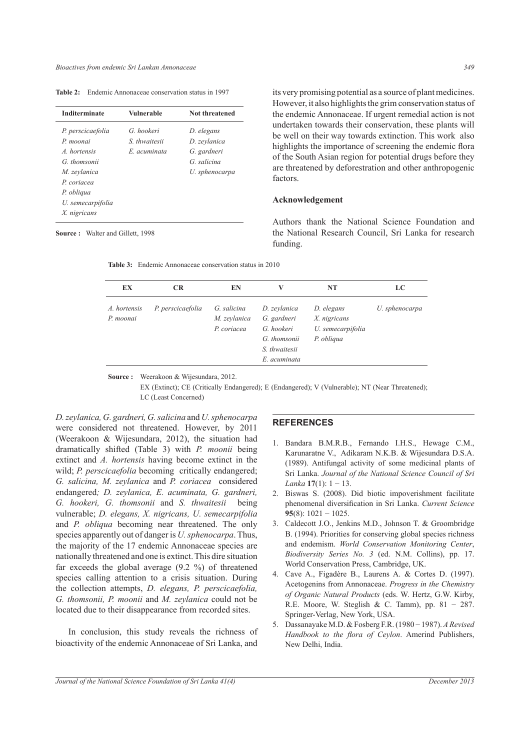**Table 2:** Endemic Annonaceae conservation status in 1997

| Inditerminate | Vulnerable | Not threatened |
|---|---|---|
| *P. perscicaefolia* | *G. hookeri* | *D. elegans* |
| *P. moonai* | *S. thwaitesii* | *D. zeylanica* |
| *A. hortensis* | *E. acuminata* | *G. gardneri* |
| *G. thomsonii* | | *G. salicina* |
| *M. zeylanica* | | *U. sphenocarpa* |
| *P. coriacea* | | |
| *P. obliqua* | | |
| *U. semecarpifolia* | | |
| *X. nigricans* | | |

**Source :** Walter and Gillett, 1998

**Table 3:** Endemic Annonaceae conservation status in 2010

| EX | CR | EN | V | NT | LC |
|---|---|---|---|---|---|
| *A. hortensis* | *P. perscicaefolia* | *G. salicina* | *D. zeylanica* | *D. elegans* | *U. sphenocarpa* |
| *P. moonai* | | *M. zeylanica* | *G. gardneri* | *X. nigricans* | |
| | | *P. coriacea* | *G. hookeri* | *U. semecarpifolia* | |
| | | | *G. thomsonii* | *P. obliqua* | |
| | | | *S. thwaitesii* | | |
| | | | *E. acuminata* | | |

**Source :** Weerakoon & Wijesundara, 2012.
EX (Extinct); CE (Critically Endangered); E (Endangered); V (Vulnerable); NT (Near Threatened); LC (Least Concerned)

*D. zeylanica, G. gardneri, G. salicina* and *U. sphenocarpa* were considered not threatened. However, by 2011 (Weerakoon & Wijesundara, 2012), the situation had dramatically shifted (Table 3) with *P. moonii* being extinct and *A. hortensis* having become extinct in the wild; *P. perscicaefolia* becoming critically endangered; *G. salicina, M. zeylanica* and *P. coriacea* considered endangered*; D. zeylanica, E. acuminata, G. gardneri, G. hookeri, G. thomsonii* and *S. thwaitesii* being vulnerable; *D. elegans, X. nigricans, U. semecarpifolia* and *P. obliqua* becoming near threatened. The only species apparently out of danger is *U. sphenocarpa*. Thus, the majority of the 17 endemic Annonaceae species are nationally threatened and one is extinct. This dire situation far exceeds the global average (9.2 %) of threatened species calling attention to a crisis situation. During the collection attempts, *D. elegans, P. perscicaefolia, G. thomsonii, P. moonii* and *M. zeylanica* could not be located due to their disappearance from recorded sites.

In conclusion, this study reveals the richness of bioactivity of the endemic Annonaceae of Sri Lanka, and its very promising potential as a source of plant medicines. However, it also highlights the grim conservation status of the endemic Annonaceae. If urgent remedial action is not undertaken towards their conservation, these plants will be well on their way towards extinction. This work also highlights the importance of screening the endemic flora of the South Asian region for potential drugs before they are threatened by deforestation and other anthropogenic factors.

## Acknowledgement

Authors thank the National Science Foundation and the National Research Council, Sri Lanka for research funding.

## REFERENCES

1. Bandara B.M.R.B., Fernando I.H.S., Hewage C.M., Karunaratne V., Adikaram N.K.B. & Wijesundara D.S.A. (1989). Antifungal activity of some medicinal plants of Sri Lanka. *Journal of the National Science Council of Sri Lanka* **17**(1): 1 − 13.
2. Biswas S. (2008). Did biotic impoverishment facilitate phenomenal diversification in Sri Lanka. *Current Science* **95**(8): 1021 − 1025.
3. Caldecott J.O., Jenkins M.D., Johnson T. & Groombridge B. (1994). Priorities for conserving global species richness and endemism. *World Conservation Monitoring Center*, *Biodiversity Series No. 3* (ed. N.M. Collins), pp. 17. World Conservation Press, Cambridge, UK.
4. Cave A., Figadère B., Laurens A. & Cortes D. (1997). Acetogenins from Annonaceae. *Progress in the Chemistry of Organic Natural Products* (eds. W. Hertz, G.W. Kirby, R.E. Moore, W. Steglish & C. Tamm), pp. 81 − 287. Springer-Verlag, New York, USA.
5. Dassanayake M.D. & Fosberg F.R. (1980 − 1987). *A Revised Handbook to the flora of Ceylon*. Amerind Publishers, New Delhi, India.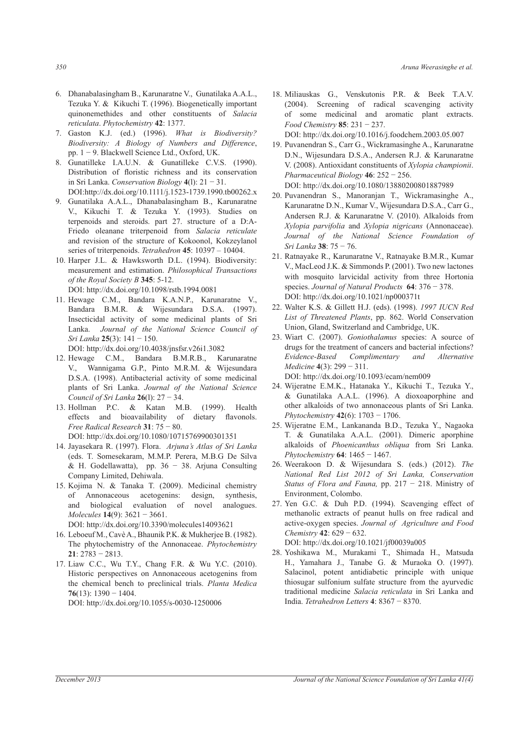6. Dhanabalasingham B., Karunaratne V., Gunatilaka A.A.L., Tezuka Y. & Kikuchi T. (1996). Biogenetically important quinonemethides and other constituents of *Salacia reticulata*. *Phytochemistry* **42**: 1377.
7. Gaston K.J. (ed.) (1996). *What is Biodiversity? Biodiversity: A Biology of Numbers and Difference*, pp. 1 − 9. Blackwell Science Ltd., Oxford, UK.
8. Gunatilleke I.A.U.N. & Gunatilleke C.V.S. (1990). Distribution of floristic richness and its conservation in Sri Lanka. *Conservation Biology* **4**(l): 21 − 31. DOI:http://dx.doi.org/10.1111/j.1523-1739.1990.tb00262.x
9. Gunatilaka A.A.L., Dhanabalasingham B., Karunaratne V., Kikuchi T. & Tezuka Y. (1993). Studies on terpenoids and steroids. part 27. structure of a D:A-Friedo oleanane triterpenoid from *Salacia reticulate* and revision of the structure of Kokoonol, Kokzeylanol series of triterpenoids. *Tetrahedron* **45**: 10397 – 10404.
10. Harper J.L. & Hawksworth D.L. (1994). Biodiversity: measurement and estimation. *Philosophical Transactions of the Royal Society B* **345**: 5-12. DOI: http://dx.doi.org/10.1098/rstb.1994.0081
11. Hewage C.M., Bandara K.A.N.P., Karunaratne V., Bandara B.M.R. & Wijesundara D.S.A. (1997). Insecticidal activity of some medicinal plants of Sri Lanka. *Journal of the National Science Council of Sri Lanka* **25**(3): 141 − 150. DOI: http://dx.doi.org/10.4038/jnsfsr.v26i1.3082
12. Hewage C.M., Bandara B.M.R.B., Karunaratne V., Wannigama G.P., Pinto M.R.M. & Wijesundara D.S.A. (1998). Antibacterial activity of some medicinal plants of Sri Lanka. *Journal of the National Science Council of Sri Lanka* **26**(l): 27 − 34.
13. Hollman P.C. & Katan M.B. (1999). Health effects and bioavailability of dietary flavonols. *Free Radical Research* **31**: 75 − 80. DOI: http://dx.doi.org/10.1080/10715769900301351
14. Jayasekara R. (1997). Flora. *Arjuna's Atlas of Sri Lanka* (eds. T. Somesekaram, M.M.P. Perera, M.B.G De Silva & H. Godellawatta), pp. 36 − 38. Arjuna Consulting Company Limited, Dehiwala.
15. Kojima N. & Tanaka T. (2009). Medicinal chemistry of Annonaceous acetogenins: design, synthesis, and biological evaluation of novel analogues. *Molecules* **14**(9): 3621 − 3661. DOI: http://dx.doi.org/10.3390/molecules14093621
16. Leboeuf M., Cavè A., Bhaunik P.K. & Mukherjee B. (1982). The phytochemistry of the Annonaceae. *Phytochemistry* **21**: 2783 − 2813.
17. Liaw C.C., Wu T.Y., Chang F.R. & Wu Y.C. (2010). Historic perspectives on Annonaceous acetogenins from the chemical bench to preclinical trials. *Planta Medica* **76**(13): 1390 − 1404. DOI: http://dx.doi.org/10.1055/s-0030-1250006
18. Miliauskas G., Venskutonis P.R. & Beek T.A.V. (2004). Screening of radical scavenging activity of some medicinal and aromatic plant extracts. *Food Chemistry* **85**: 231 − 237. DOI: http://dx.doi.org/10.1016/j.foodchem.2003.05.007
19. Puvanendran S., Carr G., Wickramasinghe A., Karunaratne D.N., Wijesundara D.S.A., Andersen R.J. & Karunaratne V. (2008). Antioxidant constituents of *Xylopia championii*. *Pharmaceutical Biology* **46**: 252 − 256. DOI: http://dx.doi.org/10.1080/13880200801887989
20. Puvanendran S., Manoranjan T., Wickramasinghe A., Karunaratne D.N., Kumar V., Wijesundara D.S.A., Carr G., Andersen R.J. & Karunaratne V. (2010). Alkaloids from *Xylopia parvifolia* and *Xylopia nigricans* (Annonaceae). *Journal of the National Science Foundation of Sri Lanka* **38**: 75 − 76.
21. Ratnayake R., Karunaratne V., Ratnayake B.M.R., Kumar V., MacLeod J.K. & Simmonds P. (2001). Two new lactones with mosquito larvicidal activity from three Hortonia species. *Journal of Natural Products* **64**: 376 − 378. DOI: http://dx.doi.org/10.1021/np000371t
22. Walter K.S. & Gillett H.J. (eds). (1998). *1997 IUCN Red List of Threatened Plants*, pp. 862. World Conservation Union, Gland, Switzerland and Cambridge, UK.
23. Wiart C. (2007). *Goniothalamus* species: A source of drugs for the treatment of cancers and bacterial infections? *Evidence-Based Complimentary and Alternative Medicine* **4**(3): 299 − 311. DOI: http://dx.doi.org/10.1093/ecam/nem009
24. Wijeratne E.M.K., Hatanaka Y., Kikuchi T., Tezuka Y., & Gunatilaka A.A.L. (1996). A dioxoaporphine and other alkaloids of two annonaceous plants of Sri Lanka. *Phytochemistry* **42**(6): 1703 − 1706.
25. Wijeratne E.M., Lankananda B.D., Tezuka Y., Nagaoka T. & Gunatilaka A.A.L. (2001). Dimeric aporphine alkaloids of *Phoenicanthus obliqua* from Sri Lanka. *Phytochemistry* **64**: 1465 − 1467.
26. Weerakoon D. & Wijesundara S. (eds.) (2012). *The National Red List 2012 of Sri Lanka, Conservation Status of Flora and Fauna,* pp. 217 − 218. Ministry of Environment, Colombo.
27. Yen G.C. & Duh P.D. (1994). Scavenging effect of methanolic extracts of peanut hulls on free radical and active-oxygen species. *Journal of Agriculture and Food Chemistry* **42**: 629 − 632. DOI: http://dx.doi.org/10.1021/jf00039a005
28. Yoshikawa M., Murakami T., Shimada H., Matsuda H., Yamahara J., Tanabe G. & Muraoka O. (1997). Salacinol, potent antidiabetic principle with unique thiosugar sulfonium sulfate structure from the ayurvedic traditional medicine *Salacia reticulata* in Sri Lanka and India. *Tetrahedron Letters* **4**: 8367 − 8370.